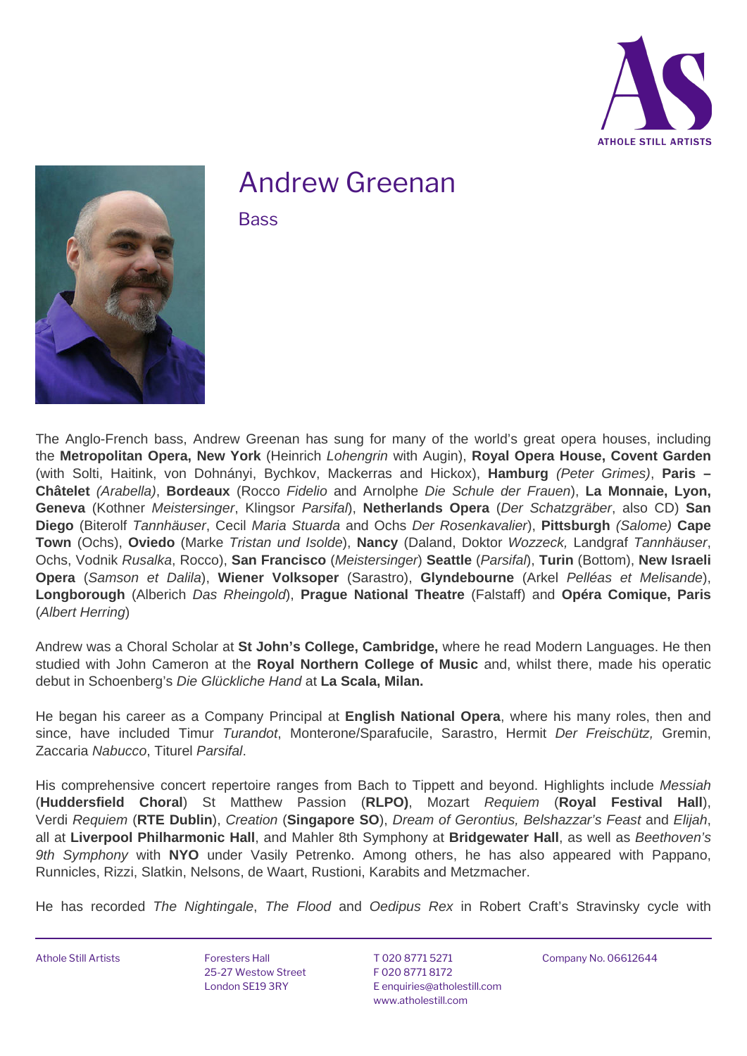# Andrew Greenan

## Bass

The Anglo-French bass, Andrew Greenan has sung for many of the world's great opera houses, including the **Metropolitan Opera, New York** (Heinrich *Lohengrin* with Augin), **Royal Opera House, Covent Garden** (with Solti, Haitink, von Dohnányi, Bychkov, Mackerras and Hickox), **Hamburg** *(Peter Grimes)*, **Paris – Châtelet** *(Arabella)*, **Bordeaux** (Rocco *Fidelio* and Arnolphe *Die Schule der Frauen*), **La Monnaie, Lyon, Geneva** (Kothner *Meistersinger*, Klingsor *Parsifal*), **Netherlands Opera** (*Der Schatzgräber*, also CD) **San Diego** (Biterolf *Tannhäuser*, Cecil *Maria Stuarda* and Ochs *Der Rosenkavalier*), **Pittsburgh** *(Salome)* **Cape Town** (Ochs), **Oviedo** (Marke *Tristan und Isolde*), **Nancy** (Daland, Doktor *Wozzeck,* Landgraf *Tannhäuser*, Ochs, Vodnik *Rusalka*, Rocco), **San Francisco** (*Meistersinger*) **Seattle** (*Parsifal*), **Turin** (Bottom), **New Israeli Opera** (*Samson et Dalila*), **Wiener Volksoper** (Sarastro), **Glyndebourne** (Arkel *Pelléas et Melisande*), **Longborough** (Alberich *Das Rheingold*), **Prague National Theatre** (Falstaff) and **Opéra Comique, Paris** (*Albert Herring*)

Andrew was a Choral Scholar at **St John's College, Cambridge,** where he read Modern Languages. He then studied with John Cameron at the **Royal Northern College of Music** and, whilst there, made his operatic debut in Schoenberg's *Die Glückliche Hand* at **La Scala, Milan.**

He began his career as a Company Principal at **English National Opera**, where his many roles, then and since, have included Timur *Turandot*, Monterone/Sparafucile, Sarastro, Hermit *Der Freischütz,* Gremin, Zaccaria *Nabucco*, Titurel *Parsifal*.

His comprehensive concert repertoire ranges from Bach to Tippett and beyond. Highlights include *Messiah* (**Huddersfield Choral**) St Matthew Passion (**RLPO)**, Mozart *Requiem* (**Royal Festival Hall**), Verdi *Requiem* (**RTE Dublin**), *Creation* (**Singapore SO**), *Dream of Gerontius, Belshazzar's Feast* and *Elijah*, all at **Liverpool Philharmonic Hall**, and Mahler 8th Symphony at **Bridgewater Hall**, as well as *Beethoven's 9th Symphony* with **NYO** under Vasily Petrenko. Among others, he has also appeared with Pappano, Runnicles, Rizzi, Slatkin, Nelsons, de Waart, Rustioni, Karabits and Metzmacher.

He has recorded *The Nightingale*, *The Flood* and *Oedipus Rex* in Robert Craft's Stravinsky cycle with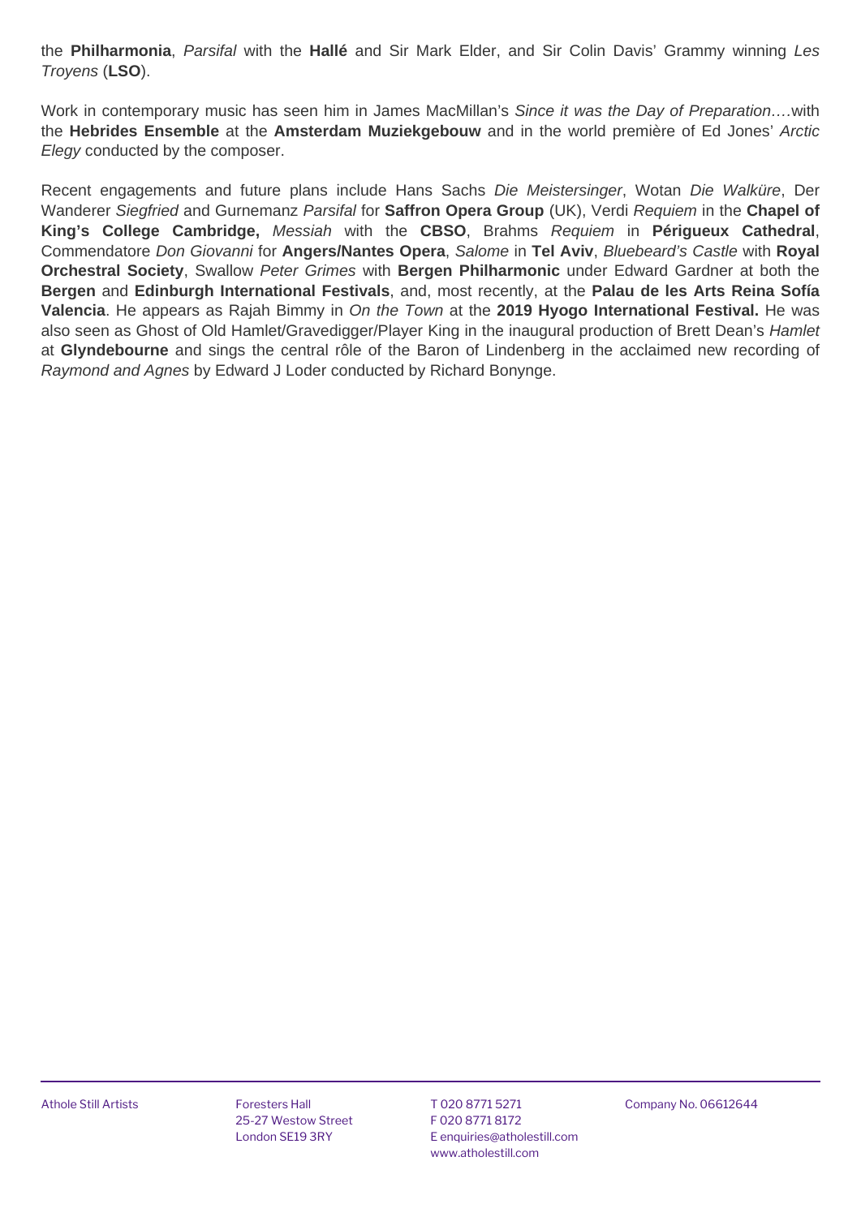the **Philharmonia**, *Parsifal* with the **Hallé** and Sir Mark Elder, and Sir Colin Davis' Grammy winning *Les Troyens* (**LSO**).

Work in contemporary music has seen him in James MacMillan's *Since it was the Day of Preparation*….with the **Hebrides Ensemble** at the **Amsterdam Muziekgebouw** and in the world première of Ed Jones' *Arctic Elegy* conducted by the composer.

Recent engagements and future plans include Hans Sachs *Die Meistersinger*, Wotan *Die Walküre*, Der Wanderer *Siegfried* and Gurnemanz *Parsifal* for **Saffron Opera Group** (UK), Verdi *Requiem* in the **Chapel of King's College Cambridge,** *Messiah* with the **CBSO**, Brahms *Requiem* in **Périgueux Cathedral**, Commendatore *Don Giovanni* for **Angers/Nantes Opera**, *Salome* in **Tel Aviv**, *Bluebeard's Castle* with **Royal Orchestral Society**, Swallow *Peter Grimes* with **Bergen Philharmonic** under Edward Gardner at both the **Bergen** and **Edinburgh International Festivals**, and, most recently, at the **Palau de les Arts Reina Sofía Valencia**. He appears as Rajah Bimmy in *On the Town* at the **2019 Hyogo International Festival.** He was also seen as Ghost of Old Hamlet/Gravedigger/Player King in the inaugural production of Brett Dean's *Hamlet* at **Glyndebourne** and sings the central rôle of the Baron of Lindenberg in the acclaimed new recording of *Raymond and Agnes* by Edward J Loder conducted by Richard Bonynge.